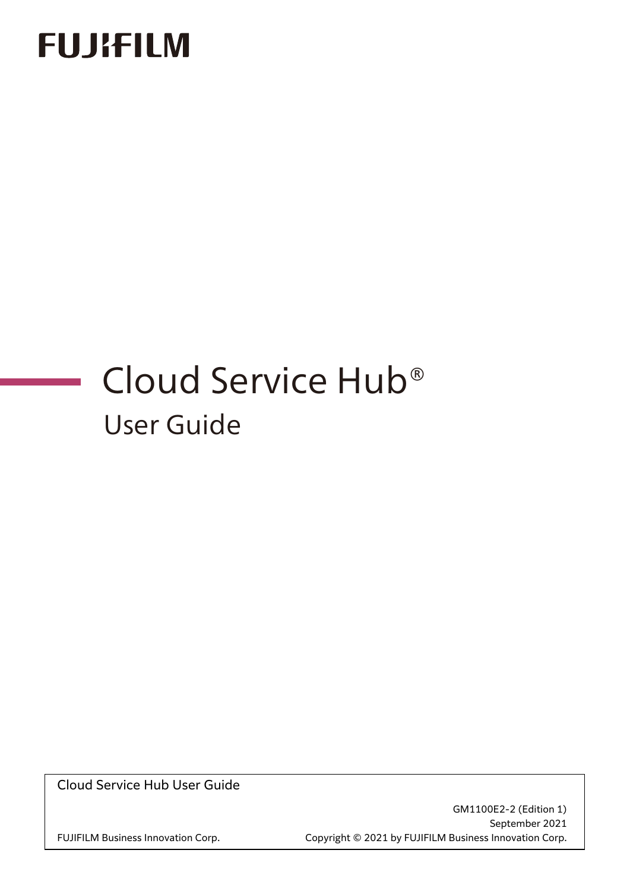FUJIFILM

# Cloud Service Hub®

## User Guide

Cloud Service Hub User Guide

GM1100E2-2 (Edition 1)
September 2021

FUJIFILM Business Innovation Corp.

Copyright © 2021 by FUJIFILM Business Innovation Corp.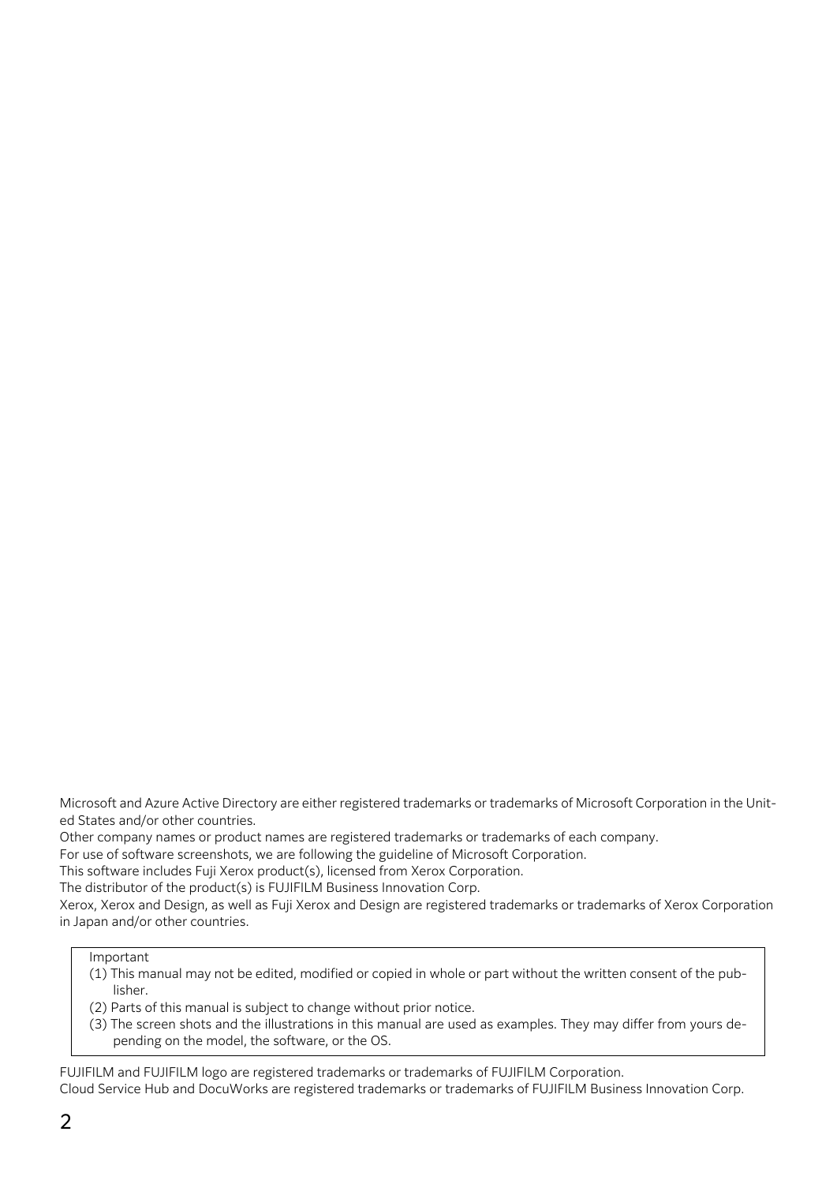Microsoft and Azure Active Directory are either registered trademarks or trademarks of Microsoft Corporation in the United States and/or other countries.
Other company names or product names are registered trademarks or trademarks of each company.
For use of software screenshots, we are following the guideline of Microsoft Corporation.
This software includes Fuji Xerox product(s), licensed from Xerox Corporation.
The distributor of the product(s) is FUJIFILM Business Innovation Corp.
Xerox, Xerox and Design, as well as Fuji Xerox and Design are registered trademarks or trademarks of Xerox Corporation in Japan and/or other countries.

Important

(1) This manual may not be edited, modified or copied in whole or part without the written consent of the publisher.
(2) Parts of this manual is subject to change without prior notice.
(3) The screen shots and the illustrations in this manual are used as examples. They may differ from yours depending on the model, the software, or the OS.

FUJIFILM and FUJIFILM logo are registered trademarks or trademarks of FUJIFILM Corporation.
Cloud Service Hub and DocuWorks are registered trademarks or trademarks of FUJIFILM Business Innovation Corp.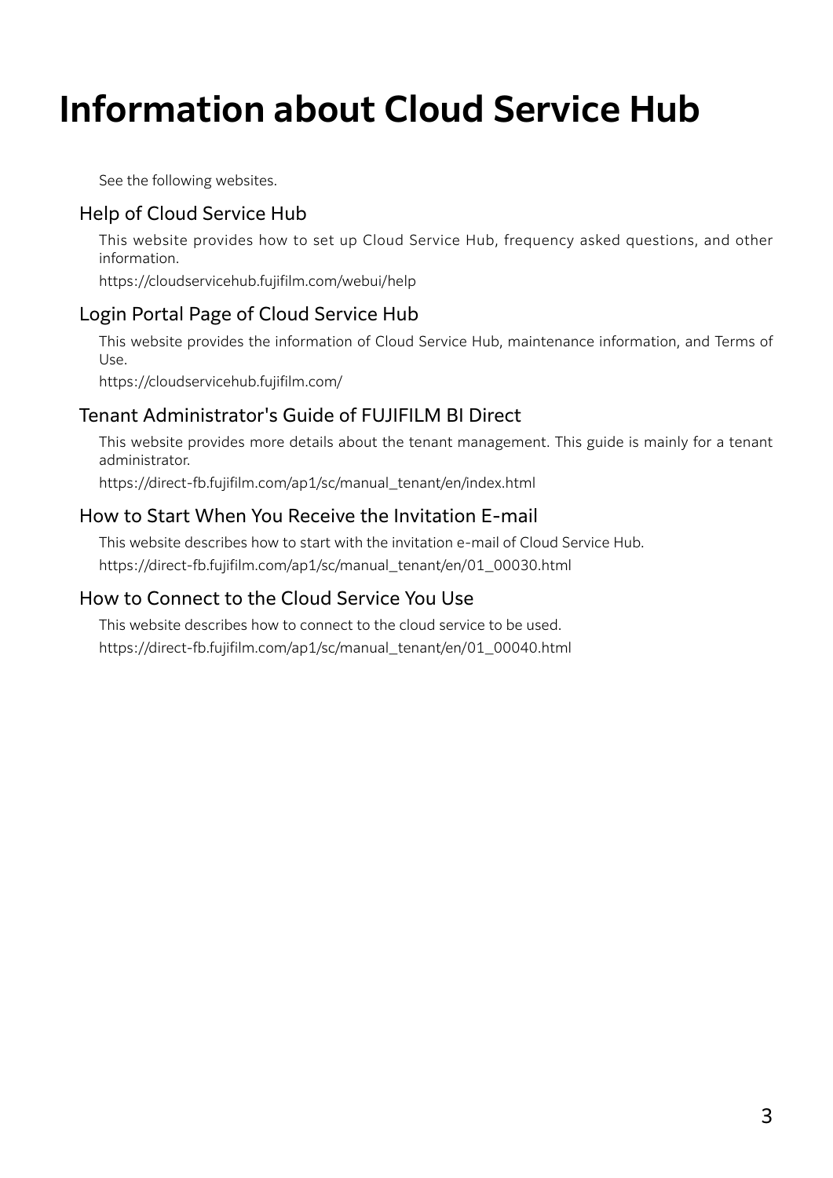# Information about Cloud Service Hub

See the following websites.

## Help of Cloud Service Hub

This website provides how to set up Cloud Service Hub, frequency asked questions, and other information.

https://cloudservicehub.fujifilm.com/webui/help

## Login Portal Page of Cloud Service Hub

This website provides the information of Cloud Service Hub, maintenance information, and Terms of Use.

https://cloudservicehub.fujifilm.com/

## Tenant Administrator's Guide of FUJIFILM BI Direct

This website provides more details about the tenant management. This guide is mainly for a tenant administrator.

https://direct-fb.fujifilm.com/ap1/sc/manual_tenant/en/index.html

## How to Start When You Receive the Invitation E-mail

This website describes how to start with the invitation e-mail of Cloud Service Hub.

https://direct-fb.fujifilm.com/ap1/sc/manual_tenant/en/01_00030.html

## How to Connect to the Cloud Service You Use

This website describes how to connect to the cloud service to be used.

https://direct-fb.fujifilm.com/ap1/sc/manual_tenant/en/01_00040.html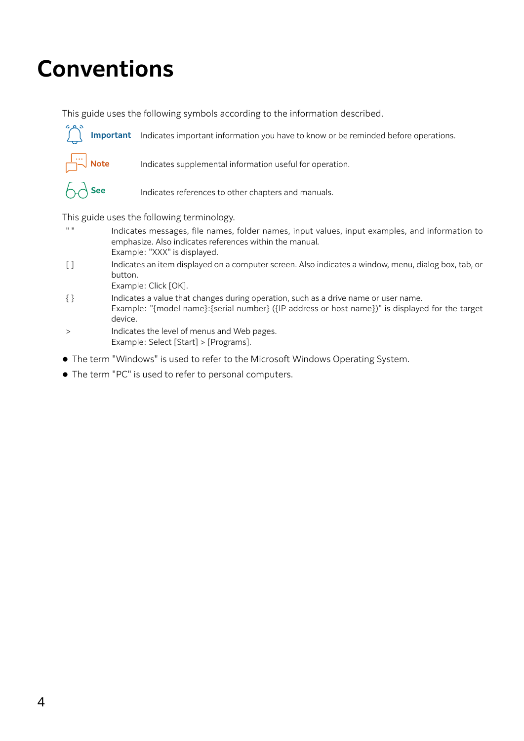# Conventions

This guide uses the following symbols according to the information described.

| | |
|---|---|
| **Important** | Indicates important information you have to know or be reminded before operations. |
| **Note** | Indicates supplemental information useful for operation. |
| **See** | Indicates references to other chapters and manuals. |

This guide uses the following terminology.

| | |
|---|---|
| " " | Indicates messages, file names, folder names, input values, input examples, and information to emphasize. Also indicates references within the manual. Example: "XXX" is displayed. |
| [ ] | Indicates an item displayed on a computer screen. Also indicates a window, menu, dialog box, tab, or button. Example: Click [OK]. |
| { } | Indicates a value that changes during operation, such as a drive name or user name. Example: "{model name}:{serial number} ({IP address or host name})" is displayed for the target device. |
| > | Indicates the level of menus and Web pages. Example: Select [Start] > [Programs]. |

- The term "Windows" is used to refer to the Microsoft Windows Operating System.
- The term "PC" is used to refer to personal computers.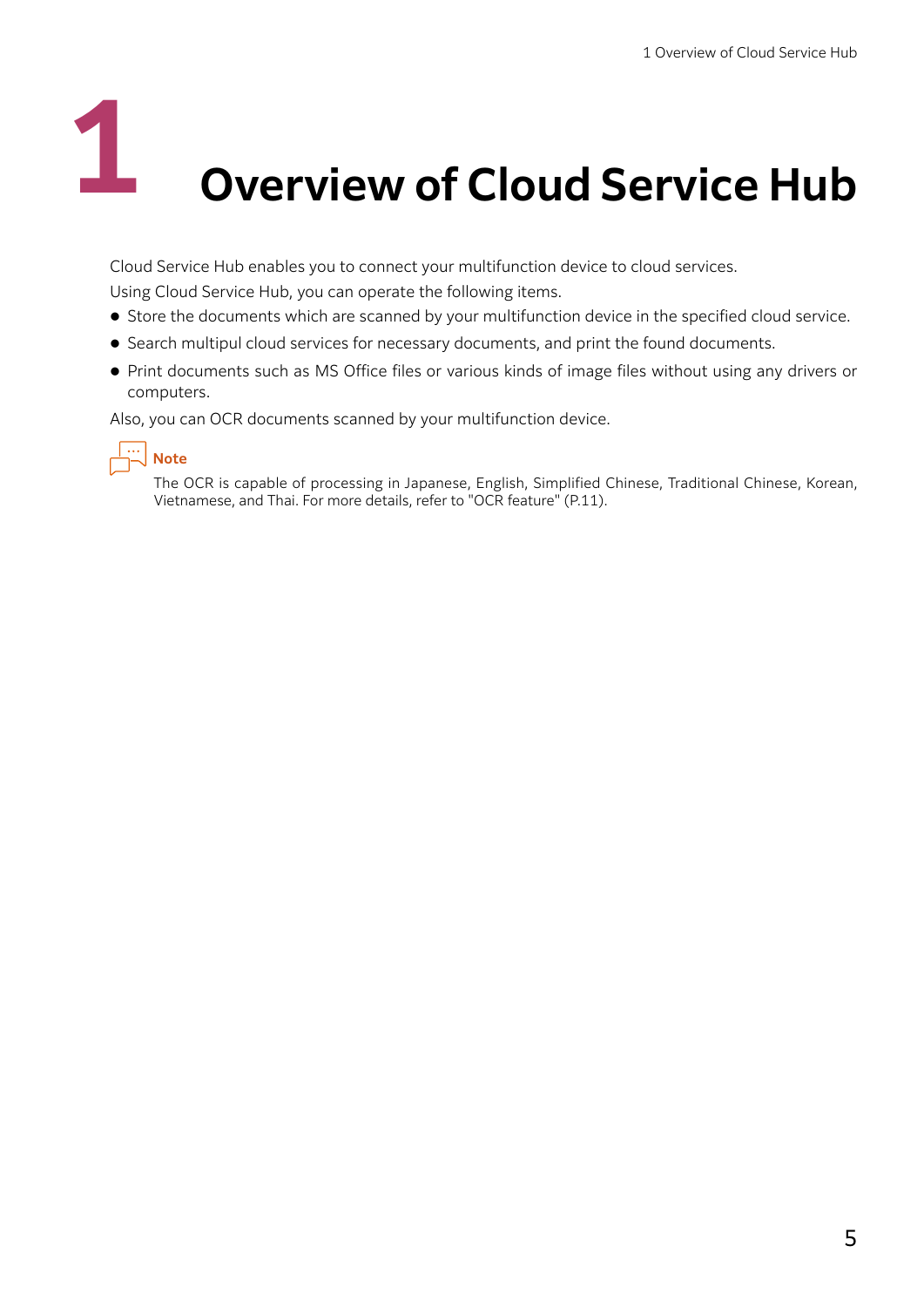# 1 Overview of Cloud Service Hub

Cloud Service Hub enables you to connect your multifunction device to cloud services.

Using Cloud Service Hub, you can operate the following items.

- Store the documents which are scanned by your multifunction device in the specified cloud service.
- Search multipul cloud services for necessary documents, and print the found documents.
- Print documents such as MS Office files or various kinds of image files without using any drivers or computers.

Also, you can OCR documents scanned by your multifunction device.

**Note**

The OCR is capable of processing in Japanese, English, Simplified Chinese, Traditional Chinese, Korean, Vietnamese, and Thai. For more details, refer to "OCR feature" (P.11).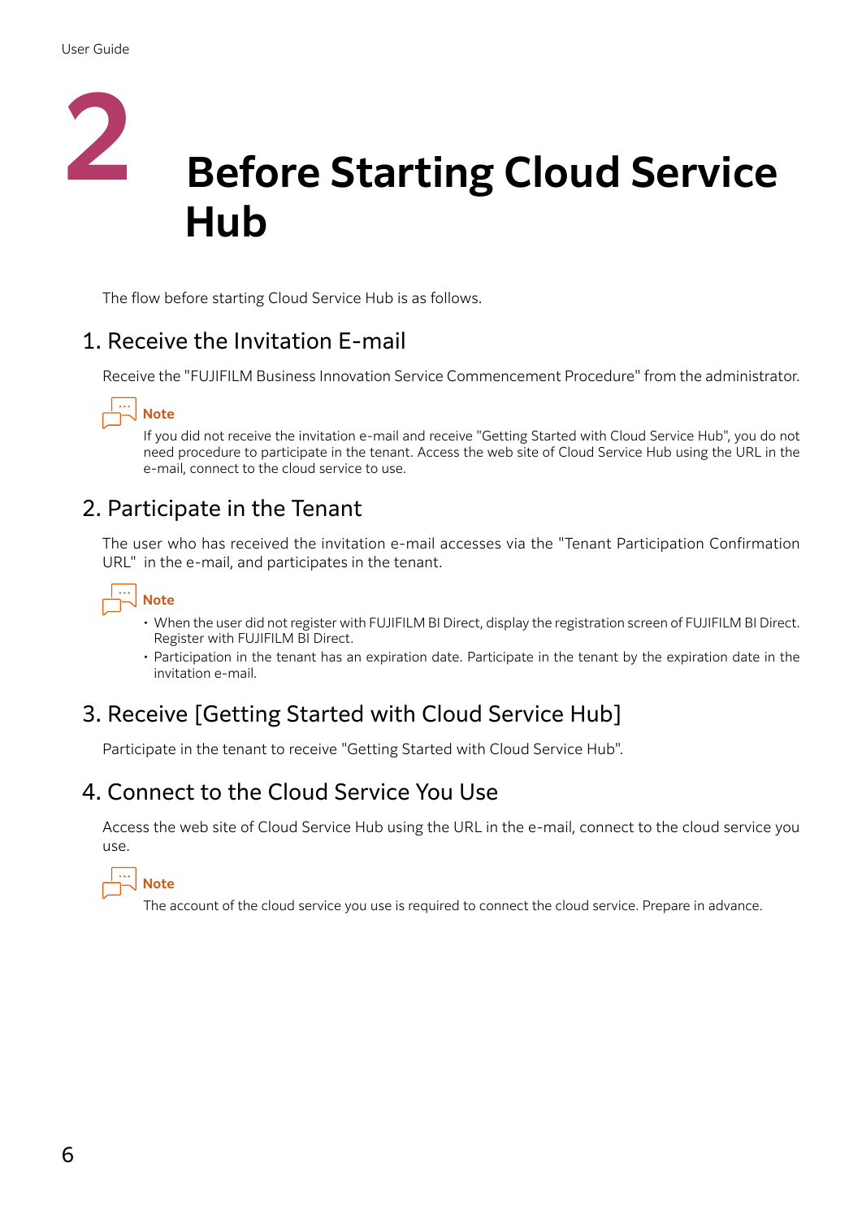# 2 Before Starting Cloud Service Hub

The flow before starting Cloud Service Hub is as follows.

## 1. Receive the Invitation E-mail

Receive the "FUJIFILM Business Innovation Service Commencement Procedure" from the administrator.

**Note**

If you did not receive the invitation e-mail and receive "Getting Started with Cloud Service Hub", you do not need procedure to participate in the tenant. Access the web site of Cloud Service Hub using the URL in the e-mail, connect to the cloud service to use.

## 2. Participate in the Tenant

The user who has received the invitation e-mail accesses via the "Tenant Participation Confirmation URL" in the e-mail, and participates in the tenant.

**Note**

- When the user did not register with FUJIFILM BI Direct, display the registration screen of FUJIFILM BI Direct. Register with FUJIFILM BI Direct.
- Participation in the tenant has an expiration date. Participate in the tenant by the expiration date in the invitation e-mail.

## 3. Receive [Getting Started with Cloud Service Hub]

Participate in the tenant to receive "Getting Started with Cloud Service Hub".

## 4. Connect to the Cloud Service You Use

Access the web site of Cloud Service Hub using the URL in the e-mail, connect to the cloud service you use.

**Note**

The account of the cloud service you use is required to connect the cloud service. Prepare in advance.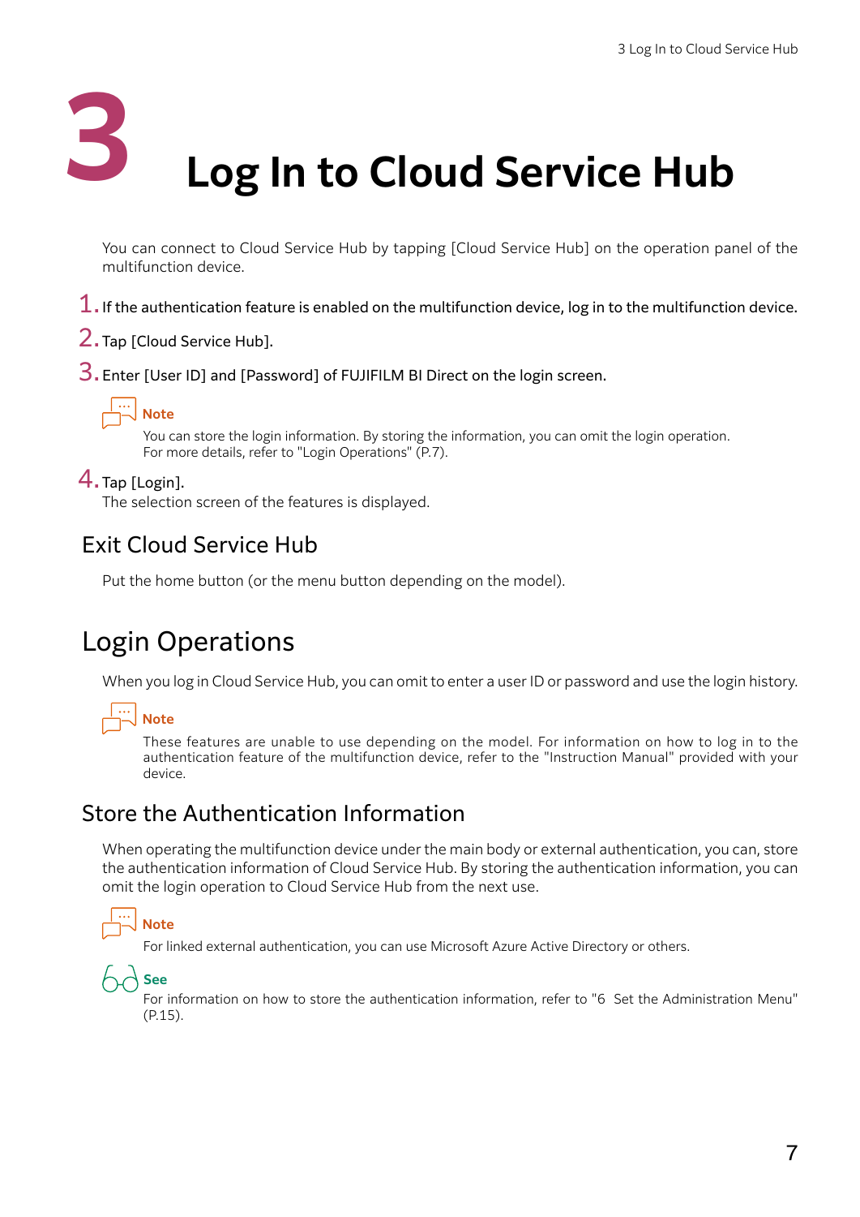# 3 Log In to Cloud Service Hub

You can connect to Cloud Service Hub by tapping [Cloud Service Hub] on the operation panel of the multifunction device.

1. If the authentication feature is enabled on the multifunction device, log in to the multifunction device.
2. Tap [Cloud Service Hub].
3. Enter [User ID] and [Password] of FUJIFILM BI Direct on the login screen.

   **Note**

   You can store the login information. By storing the information, you can omit the login operation. For more details, refer to "Login Operations" (P.7).

4. Tap [Login].

   The selection screen of the features is displayed.

### Exit Cloud Service Hub

Put the home button (or the menu button depending on the model).

## Login Operations

When you log in Cloud Service Hub, you can omit to enter a user ID or password and use the login history.

**Note**

These features are unable to use depending on the model. For information on how to log in to the authentication feature of the multifunction device, refer to the "Instruction Manual" provided with your device.

### Store the Authentication Information

When operating the multifunction device under the main body or external authentication, you can, store the authentication information of Cloud Service Hub. By storing the authentication information, you can omit the login operation to Cloud Service Hub from the next use.

**Note**

For linked external authentication, you can use Microsoft Azure Active Directory or others.

**See**

For information on how to store the authentication information, refer to "6 Set the Administration Menu" (P.15).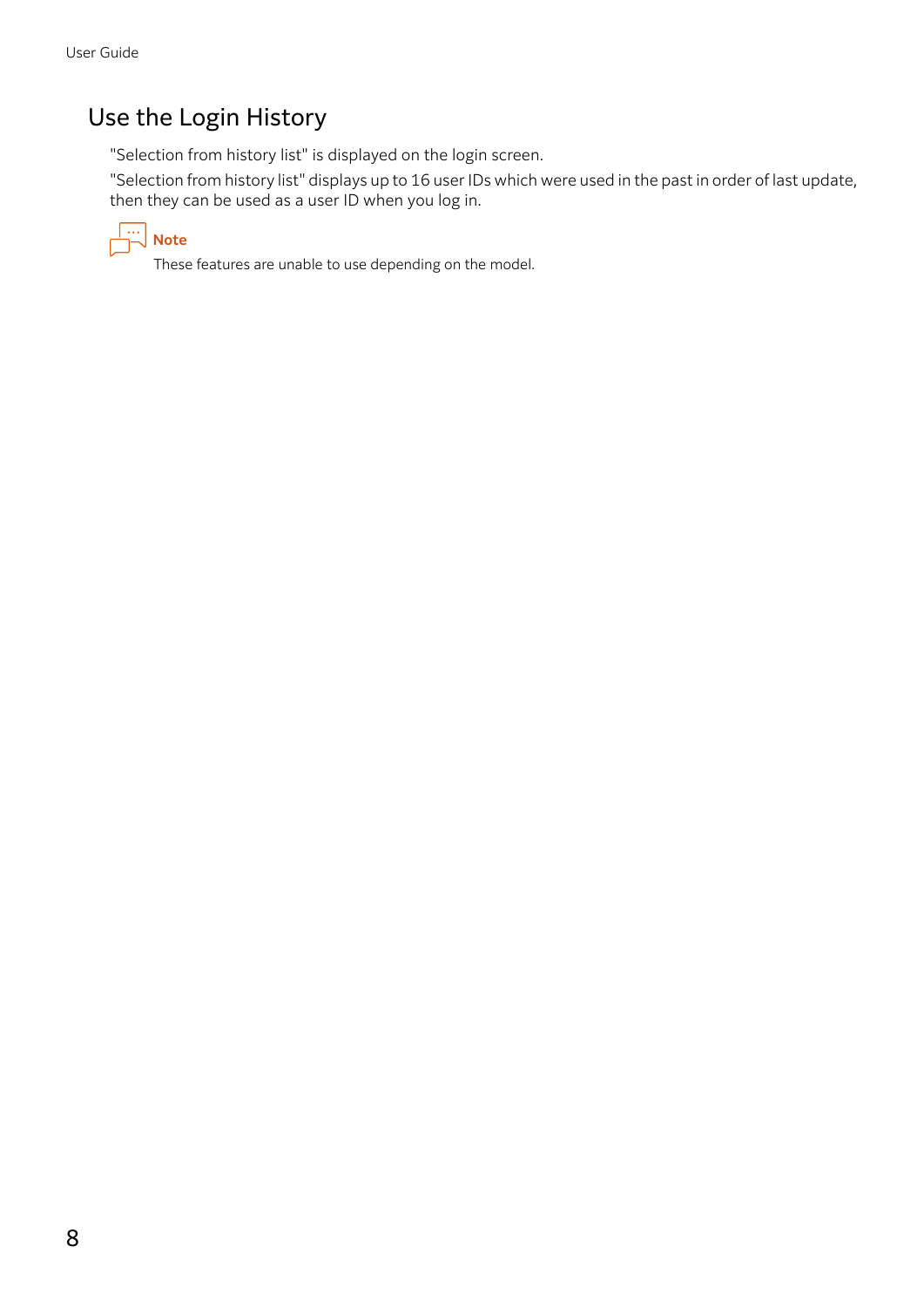## Use the Login History

"Selection from history list" is displayed on the login screen.

"Selection from history list" displays up to 16 user IDs which were used in the past in order of last update, then they can be used as a user ID when you log in.

**Note**

These features are unable to use depending on the model.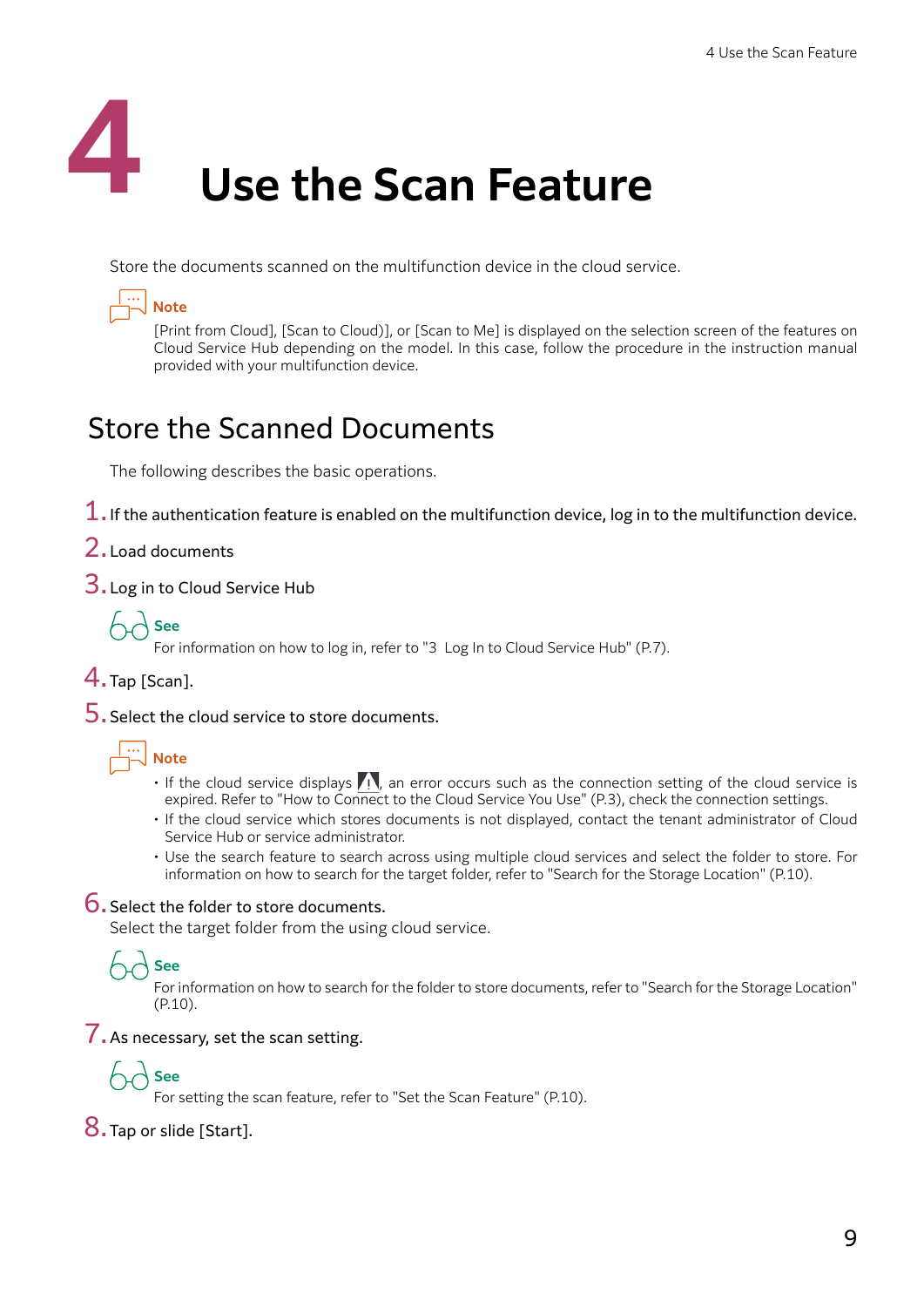# 4 Use the Scan Feature

Store the documents scanned on the multifunction device in the cloud service.

**Note**

[Print from Cloud], [Scan to Cloud)], or [Scan to Me] is displayed on the selection screen of the features on Cloud Service Hub depending on the model. In this case, follow the procedure in the instruction manual provided with your multifunction device.

## Store the Scanned Documents

The following describes the basic operations.

1. If the authentication feature is enabled on the multifunction device, log in to the multifunction device.
2. Load documents
3. Log in to Cloud Service Hub

   **See**

   For information on how to log in, refer to "3 Log In to Cloud Service Hub" (P.7).

4. Tap [Scan].
5. Select the cloud service to store documents.

   **Note**

   - If the cloud service displays ⚠, an error occurs such as the connection setting of the cloud service is expired. Refer to "How to Connect to the Cloud Service You Use" (P.3), check the connection settings.
   - If the cloud service which stores documents is not displayed, contact the tenant administrator of Cloud Service Hub or service administrator.
   - Use the search feature to search across using multiple cloud services and select the folder to store. For information on how to search for the target folder, refer to "Search for the Storage Location" (P.10).

6. Select the folder to store documents.
   Select the target folder from the using cloud service.

   **See**

   For information on how to search for the folder to store documents, refer to "Search for the Storage Location" (P.10).

7. As necessary, set the scan setting.

   **See**

   For setting the scan feature, refer to "Set the Scan Feature" (P.10).

8. Tap or slide [Start].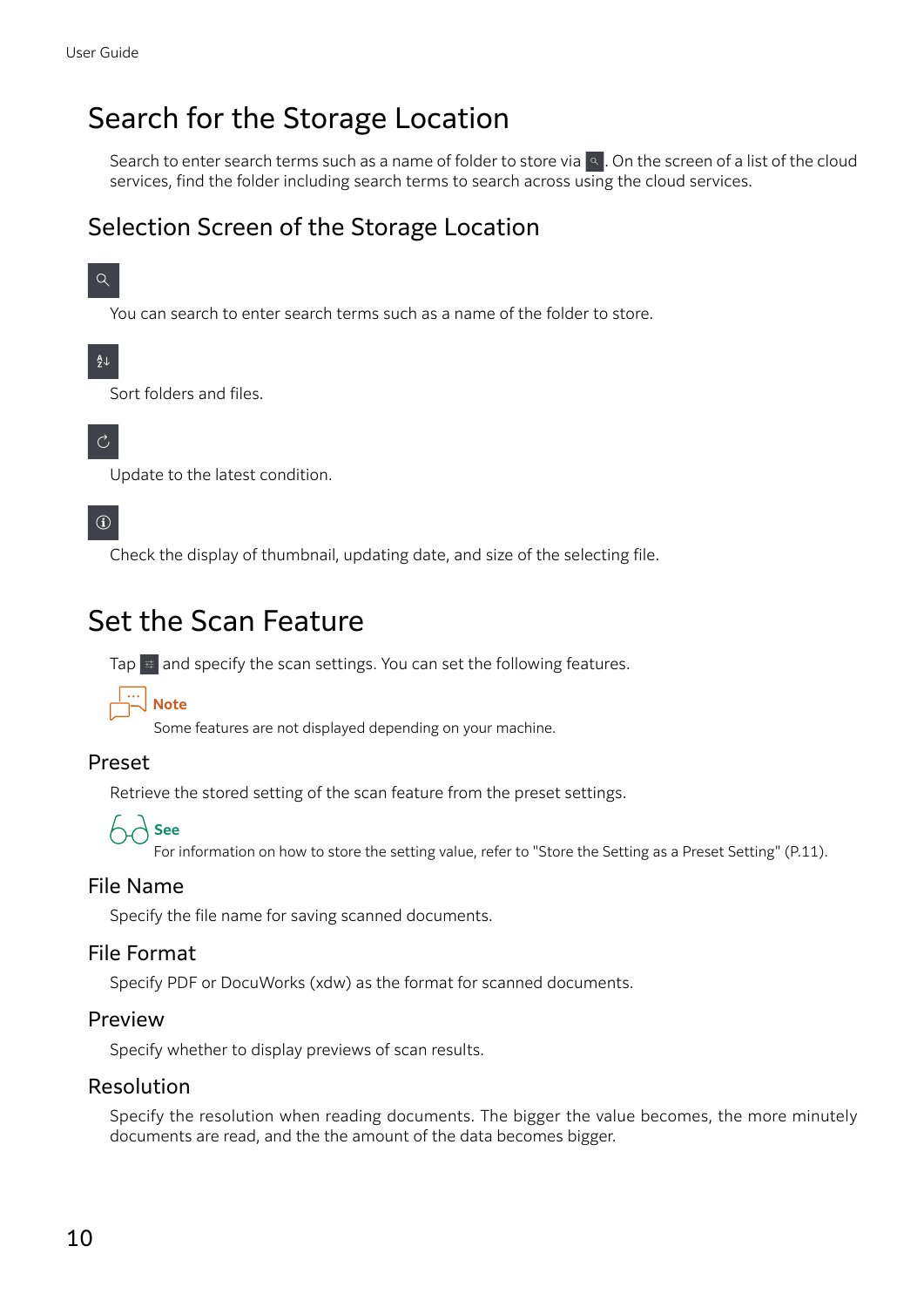# Search for the Storage Location

Search to enter search terms such as a name of folder to store via . On the screen of a list of the cloud services, find the folder including search terms to search across using the cloud services.

## Selection Screen of the Storage Location

You can search to enter search terms such as a name of the folder to store.

Sort folders and files.

Update to the latest condition.

Check the display of thumbnail, updating date, and size of the selecting file.

# Set the Scan Feature

Tap  and specify the scan settings. You can set the following features.

**Note**

Some features are not displayed depending on your machine.

### Preset

Retrieve the stored setting of the scan feature from the preset settings.

**See**

For information on how to store the setting value, refer to "Store the Setting as a Preset Setting" (P.11).

### File Name

Specify the file name for saving scanned documents.

### File Format

Specify PDF or DocuWorks (xdw) as the format for scanned documents.

### Preview

Specify whether to display previews of scan results.

### Resolution

Specify the resolution when reading documents. The bigger the value becomes, the more minutely documents are read, and the the amount of the data becomes bigger.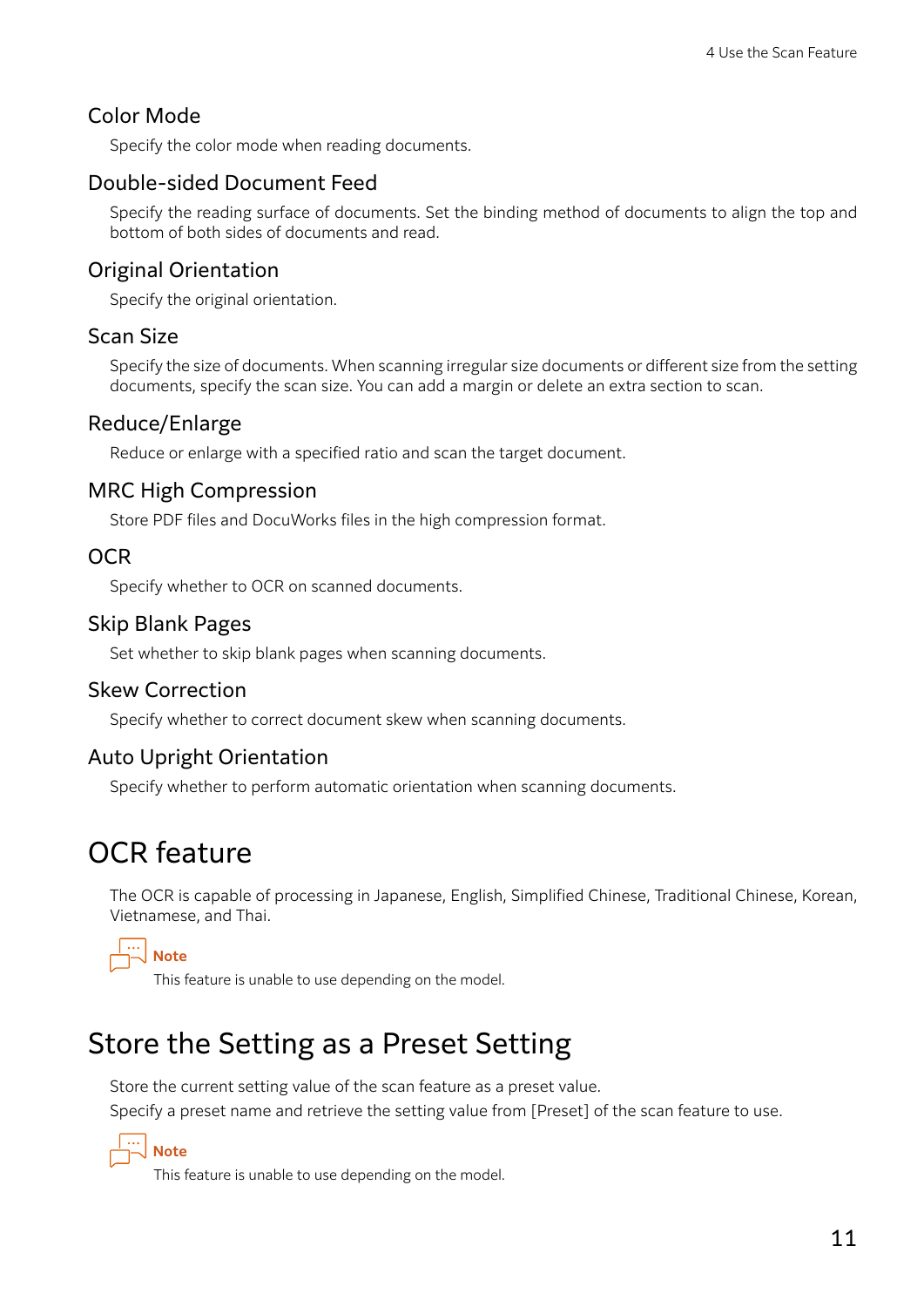### Color Mode

Specify the color mode when reading documents.

### Double-sided Document Feed

Specify the reading surface of documents. Set the binding method of documents to align the top and bottom of both sides of documents and read.

### Original Orientation

Specify the original orientation.

### Scan Size

Specify the size of documents. When scanning irregular size documents or different size from the setting documents, specify the scan size. You can add a margin or delete an extra section to scan.

### Reduce/Enlarge

Reduce or enlarge with a specified ratio and scan the target document.

### MRC High Compression

Store PDF files and DocuWorks files in the high compression format.

### OCR

Specify whether to OCR on scanned documents.

### Skip Blank Pages

Set whether to skip blank pages when scanning documents.

### Skew Correction

Specify whether to correct document skew when scanning documents.

### Auto Upright Orientation

Specify whether to perform automatic orientation when scanning documents.

## OCR feature

The OCR is capable of processing in Japanese, English, Simplified Chinese, Traditional Chinese, Korean, Vietnamese, and Thai.

**Note**

This feature is unable to use depending on the model.

## Store the Setting as a Preset Setting

Store the current setting value of the scan feature as a preset value.

Specify a preset name and retrieve the setting value from [Preset] of the scan feature to use.

**Note**

This feature is unable to use depending on the model.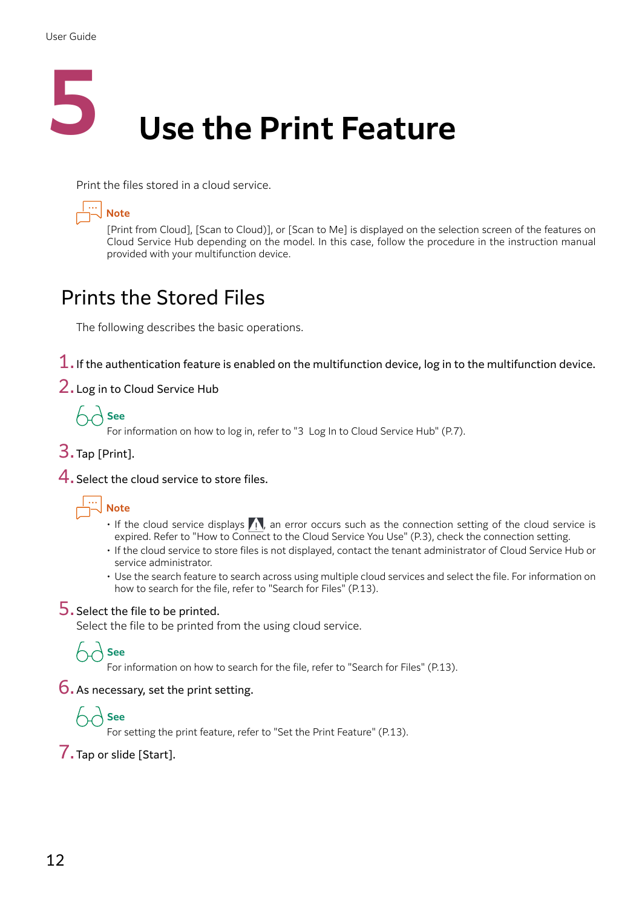# 5 Use the Print Feature

Print the files stored in a cloud service.

**Note**

[Print from Cloud], [Scan to Cloud)], or [Scan to Me] is displayed on the selection screen of the features on Cloud Service Hub depending on the model. In this case, follow the procedure in the instruction manual provided with your multifunction device.

## Prints the Stored Files

The following describes the basic operations.

1. If the authentication feature is enabled on the multifunction device, log in to the multifunction device.
2. Log in to Cloud Service Hub

   **See**

   For information on how to log in, refer to "3 Log In to Cloud Service Hub" (P.7).

3. Tap [Print].
4. Select the cloud service to store files.

   **Note**

   - If the cloud service displays ⚠, an error occurs such as the connection setting of the cloud service is expired. Refer to "How to Connect to the Cloud Service You Use" (P.3), check the connection setting.
   - If the cloud service to store files is not displayed, contact the tenant administrator of Cloud Service Hub or service administrator.
   - Use the search feature to search across using multiple cloud services and select the file. For information on how to search for the file, refer to "Search for Files" (P.13).

5. Select the file to be printed.
   Select the file to be printed from the using cloud service.

   **See**

   For information on how to search for the file, refer to "Search for Files" (P.13).

6. As necessary, set the print setting.

   **See**

   For setting the print feature, refer to "Set the Print Feature" (P.13).

7. Tap or slide [Start].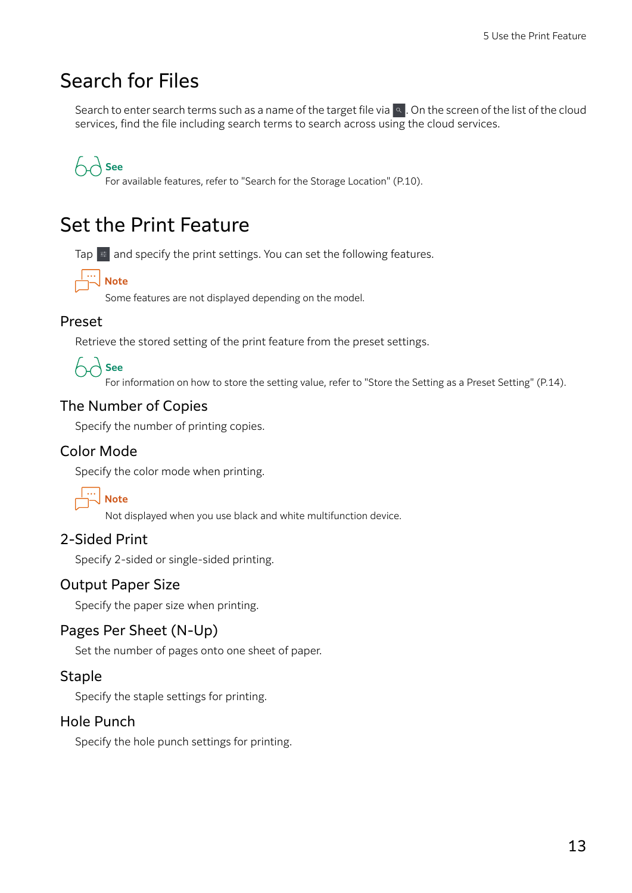# Search for Files

Search to enter search terms such as a name of the target file via . On the screen of the list of the cloud services, find the file including search terms to search across using the cloud services.

**See**

For available features, refer to "Search for the Storage Location" (P.10).

# Set the Print Feature

Tap  and specify the print settings. You can set the following features.

**Note**

Some features are not displayed depending on the model.

## Preset

Retrieve the stored setting of the print feature from the preset settings.

**See**

For information on how to store the setting value, refer to "Store the Setting as a Preset Setting" (P.14).

## The Number of Copies

Specify the number of printing copies.

## Color Mode

Specify the color mode when printing.

**Note**

Not displayed when you use black and white multifunction device.

## 2-Sided Print

Specify 2-sided or single-sided printing.

## Output Paper Size

Specify the paper size when printing.

## Pages Per Sheet (N-Up)

Set the number of pages onto one sheet of paper.

## Staple

Specify the staple settings for printing.

## Hole Punch

Specify the hole punch settings for printing.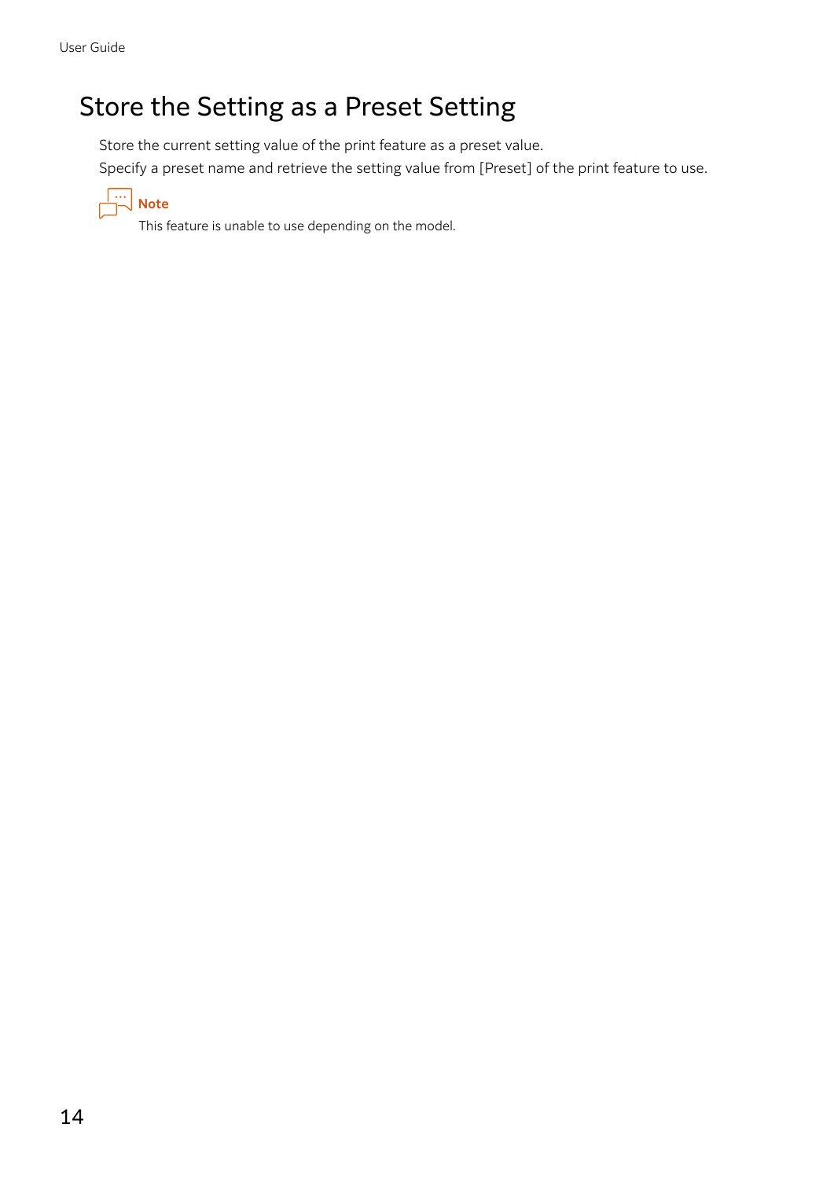# Store the Setting as a Preset Setting

Store the current setting value of the print feature as a preset value.
Specify a preset name and retrieve the setting value from [Preset] of the print feature to use.

**Note**

This feature is unable to use depending on the model.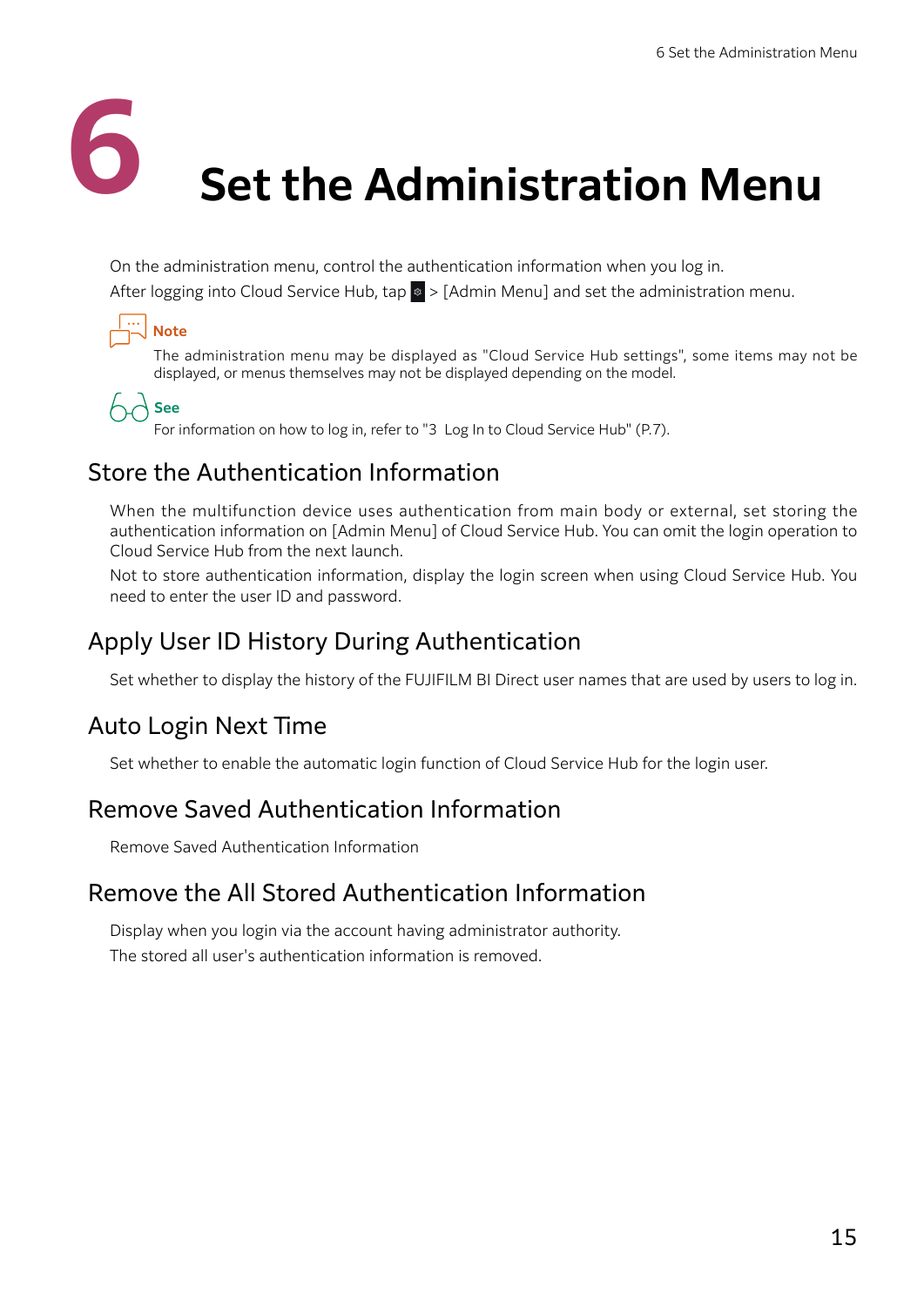# 6 Set the Administration Menu

On the administration menu, control the authentication information when you log in.

After logging into Cloud Service Hub, tap  > [Admin Menu] and set the administration menu.

**Note**

The administration menu may be displayed as "Cloud Service Hub settings", some items may not be displayed, or menus themselves may not be displayed depending on the model.

**See**

For information on how to log in, refer to "3 Log In to Cloud Service Hub" (P.7).

## Store the Authentication Information

When the multifunction device uses authentication from main body or external, set storing the authentication information on [Admin Menu] of Cloud Service Hub. You can omit the login operation to Cloud Service Hub from the next launch.

Not to store authentication information, display the login screen when using Cloud Service Hub. You need to enter the user ID and password.

## Apply User ID History During Authentication

Set whether to display the history of the FUJIFILM BI Direct user names that are used by users to log in.

## Auto Login Next Time

Set whether to enable the automatic login function of Cloud Service Hub for the login user.

## Remove Saved Authentication Information

Remove Saved Authentication Information

## Remove the All Stored Authentication Information

Display when you login via the account having administrator authority.

The stored all user's authentication information is removed.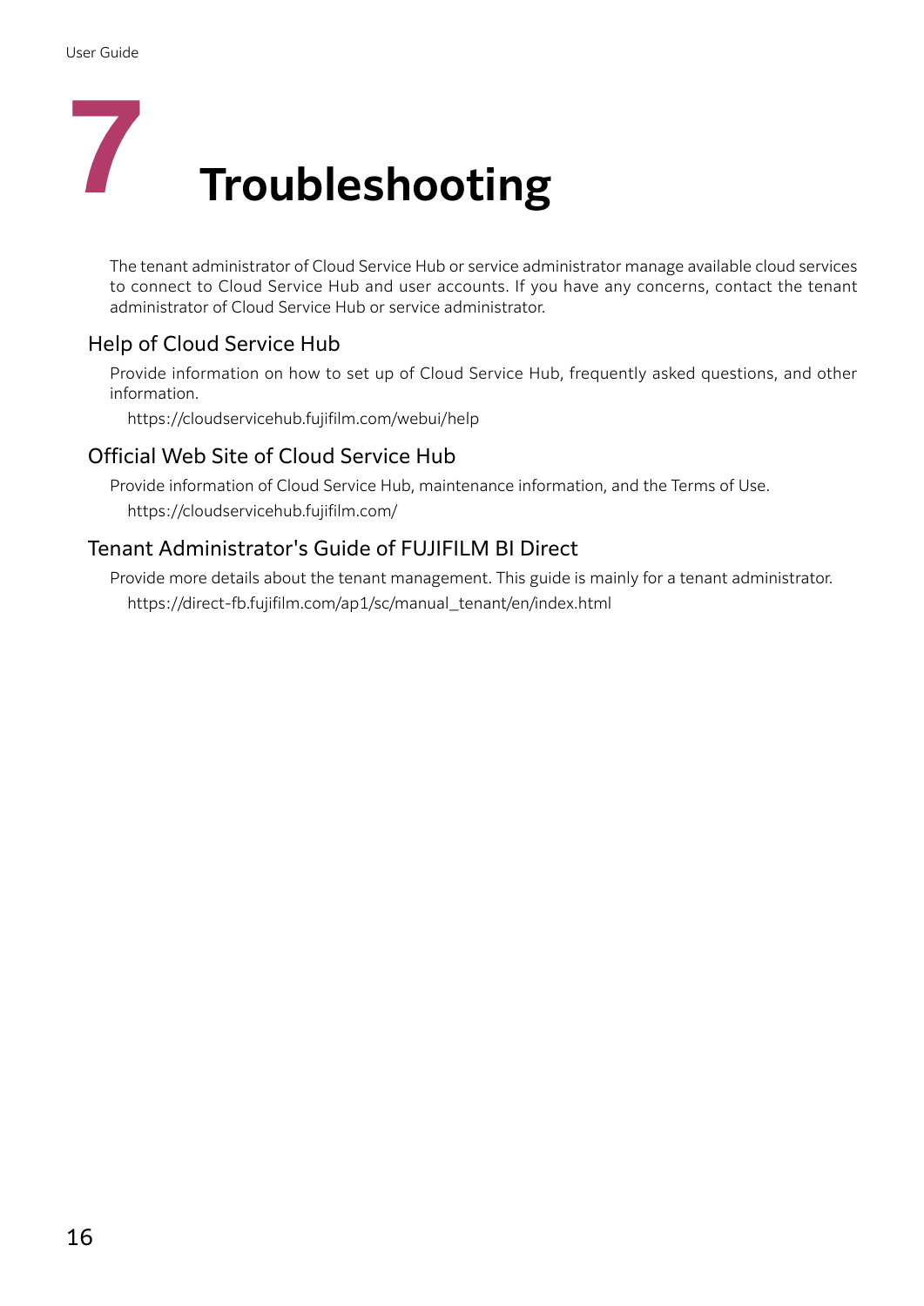# 7 Troubleshooting

The tenant administrator of Cloud Service Hub or service administrator manage available cloud services to connect to Cloud Service Hub and user accounts. If you have any concerns, contact the tenant administrator of Cloud Service Hub or service administrator.

## Help of Cloud Service Hub

Provide information on how to set up of Cloud Service Hub, frequently asked questions, and other information.

https://cloudservicehub.fujifilm.com/webui/help

## Official Web Site of Cloud Service Hub

Provide information of Cloud Service Hub, maintenance information, and the Terms of Use.

https://cloudservicehub.fujifilm.com/

## Tenant Administrator's Guide of FUJIFILM BI Direct

Provide more details about the tenant management. This guide is mainly for a tenant administrator.

https://direct-fb.fujifilm.com/ap1/sc/manual_tenant/en/index.html